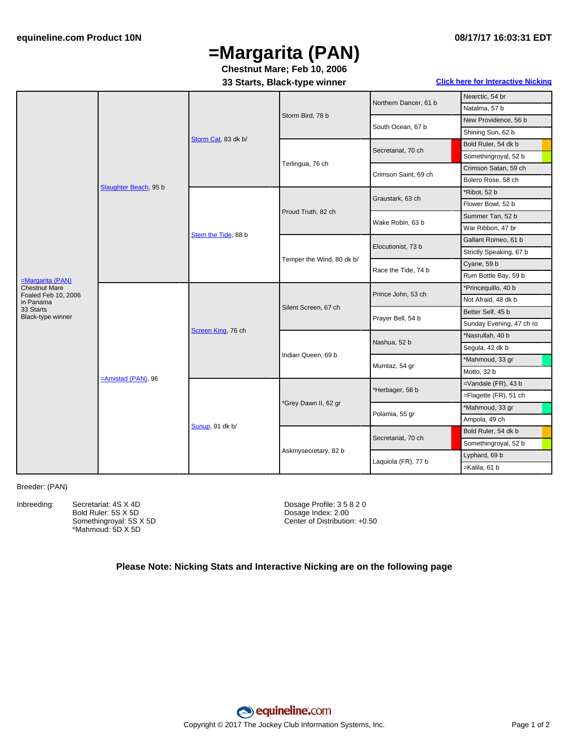# =Margarita (PAN)

**Chestnut Mare; Feb 10, 2006**

**33 Starts, Black-type winner**

**Click here for Interactive Nicking**

| 1st Gen | 2nd Gen | 3rd Gen | 4th Gen | 5th Gen | 6th Gen |
|---|---|---|---|---|---|
| =Margarita (PAN) Chestnut Mare Foaled Feb 10, 2006 in Panama 33 Starts Black-type winner | Slaughter Beach, 95 b | Storm Cat, 83 dk b/ | Storm Bird, 78 b | Northern Dancer, 61 b | Nearctic, 54 br |
| | | | | | Natalma, 57 b |
| | | | | South Ocean, 67 b | New Providence, 56 b |
| | | | | | Shining Sun, 62 b |
| | | | Terlingua, 76 ch | Secretariat, 70 ch | Bold Ruler, 54 dk b |
| | | | | | Somethingroyal, 52 b |
| | | | | Crimson Saint, 69 ch | Crimson Satan, 59 ch |
| | | | | | Bolero Rose, 58 ch |
| | | Stem the Tide, 88 b | Proud Truth, 82 ch | Graustark, 63 ch | *Ribot, 52 b |
| | | | | | Flower Bowl, 52 b |
| | | | | Wake Robin, 63 b | Summer Tan, 52 b |
| | | | | | War Ribbon, 47 br |
| | | | Temper the Wind, 80 dk b/ | Elocutionist, 73 b | Gallant Romeo, 61 b |
| | | | | | Strictly Speaking, 67 b |
| | | | | Race the Tide, 74 b | Cyane, 59 b |
| | | | | | Rum Bottle Bay, 59 b |
| | =Amistad (PAN), 96 | Screen King, 76 ch | Silent Screen, 67 ch | Prince John, 53 ch | *Princequillo, 40 b |
| | | | | | Not Afraid, 48 dk b |
| | | | | Prayer Bell, 54 b | Better Self, 45 b |
| | | | | | Sunday Evening, 47 ch ro |
| | | | Indian Queen, 69 b | Nashua, 52 b | *Nasrullah, 40 b |
| | | | | | Segula, 42 dk b |
| | | | | Mumtaz, 54 gr | *Mahmoud, 33 gr |
| | | | | | Motto, 32 b |
| | | Sunup, 91 dk b/ | *Grey Dawn II, 62 gr | *Herbager, 56 b | =Vandale (FR), 43 b |
| | | | | | =Flagette (FR), 51 ch |
| | | | | Polamia, 55 gr | *Mahmoud, 33 gr |
| | | | | | Ampola, 49 ch |
| | | | Askmysecretary, 82 b | Secretariat, 70 ch | Bold Ruler, 54 dk b |
| | | | | | Somethingroyal, 52 b |
| | | | | Laquiola (FR), 77 b | Lyphard, 69 b |
| | | | | | =Kalila, 61 b |

Breeder: (PAN)

Inbreeding:
- Secretariat: 4S X 4D
- Bold Ruler: 5S X 5D
- Somethingroyal: 5S X 5D
- *Mahmoud: 5D X 5D

Dosage Profile: 3 5 8 2 0
Dosage Index: 2.00
Center of Distribution: +0.50

**Please Note: Nicking Stats and Interactive Nicking are on the following page**

Copyright © 2017 The Jockey Club Information Systems, Inc.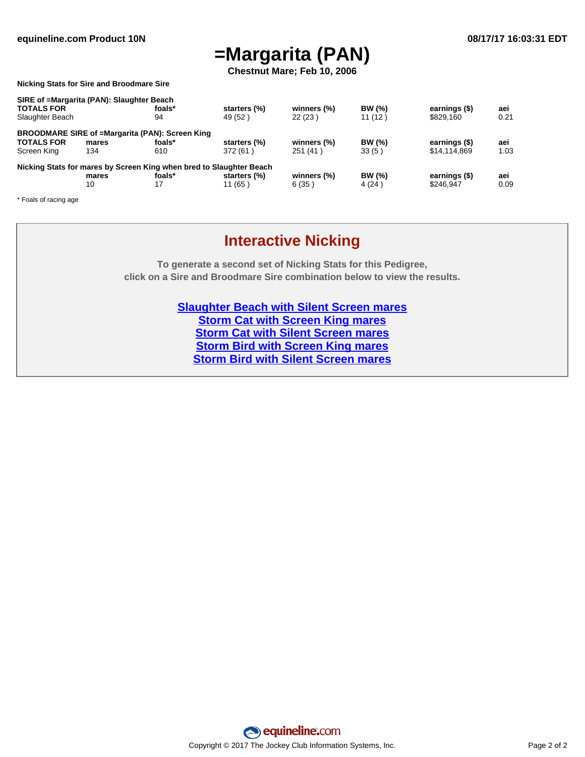# =Margarita (PAN)

**Chestnut Mare; Feb 10, 2006**

**Nicking Stats for Sire and Broodmare Sire**

**SIRE of =Margarita (PAN): Slaughter Beach**

| TOTALS FOR | | foals* | starters (%) | winners (%) | BW (%) | earnings ($) | aei |
|---|---|---|---|---|---|---|---|
| Slaughter Beach | | 94 | 49 (52 ) | 22 (23 ) | 11 (12 ) | $829,160 | 0.21 |

**BROODMARE SIRE of =Margarita (PAN): Screen King**

| TOTALS FOR | mares | foals* | starters (%) | winners (%) | BW (%) | earnings ($) | aei |
|---|---|---|---|---|---|---|---|
| Screen King | 134 | 610 | 372 (61 ) | 251 (41 ) | 33 (5 ) | $14,114,869 | 1.03 |

**Nicking Stats for mares by Screen King when bred to Slaughter Beach**

| | mares | foals* | starters (%) | winners (%) | BW (%) | earnings ($) | aei |
|---|---|---|---|---|---|---|---|
| | 10 | 17 | 11 (65 ) | 6 (35 ) | 4 (24 ) | $246,947 | 0.09 |

* Foals of racing age

## Interactive Nicking

**To generate a second set of Nicking Stats for this Pedigree, click on a Sire and Broodmare Sire combination below to view the results.**

**Slaughter Beach with Silent Screen mares**
**Storm Cat with Screen King mares**
**Storm Cat with Silent Screen mares**
**Storm Bird with Screen King mares**
**Storm Bird with Silent Screen mares**

Copyright © 2017 The Jockey Club Information Systems, Inc.